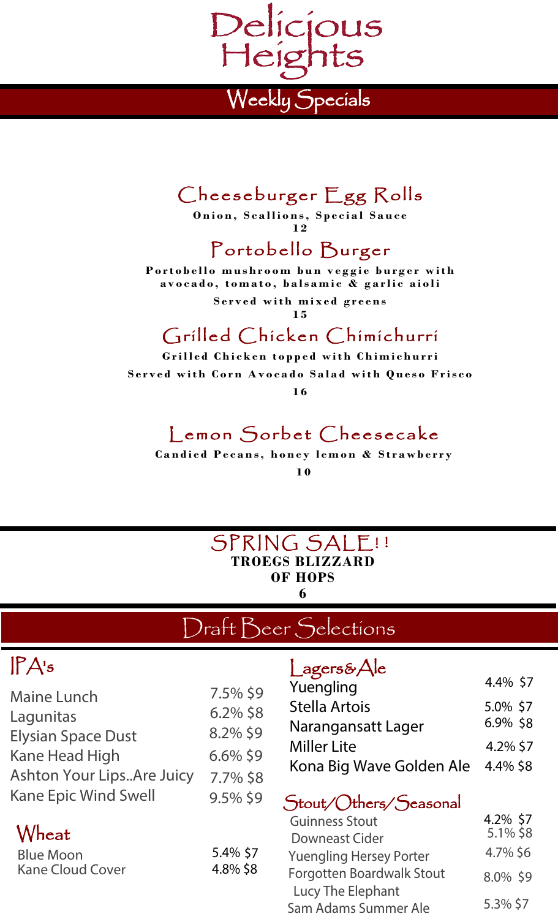# Delicious Heights

## Weekly Specials

### Cheeseburger Egg Rolls

**Onion, Scallions, Special Sauce**

**12**

### Portobello Burger

**Portobello mushroom bun veggie burger with avocado, tomato, balsamic & garlic aioli**

**Served with mixed greens**

**15**

### Grilled Chicken Chimichurri

**Grilled Chicken topped with Chimichurri**

**Served with Corn Avocado Salad with Queso Frisco**

**16**

### Lemon Sorbet Cheesecake

**Candied Pecans, honey lemon & Strawberry**

**10**

## SPRING SALE!!

**TROEGS BLIZZARD OF HOPS**

**6**

## Draft Beer Selections

### IPA's

| Beer | ABV | Price |
|---|---|---|
| Maine Lunch | 7.5% | $9 |
| Lagunitas | 6.2% | $8 |
| Elysian Space Dust | 8.2% | $9 |
| Kane Head High | 6.6% | $9 |
| Ashton Your Lips..Are Juicy | 7.7% | $8 |
| Kane Epic Wind Swell | 9.5% | $9 |

### Wheat

| Beer | ABV | Price |
|---|---|---|
| Blue Moon | 5.4% | $7 |
| Kane Cloud Cover | 4.8% | $8 |

### Lagers&Ale

| Beer | ABV | Price |
|---|---|---|
| Yuengling | 4.4% | $7 |
| Stella Artois | 5.0% | $7 |
| Narangansatt Lager | 6.9% | $8 |
| Miller Lite | 4.2% | $7 |
| Kona Big Wave Golden Ale | 4.4% | $8 |

### Stout/Others/Seasonal

| Beer | ABV | Price |
|---|---|---|
| Guinness Stout | 4.2% | $7 |
| Downeast Cider | 5.1% | $8 |
| Yuengling Hersey Porter | 4.7% | $6 |
| Forgotten Boardwalk Stout Lucy The Elephant | 8.0% | $9 |
| Sam Adams Summer Ale | 5.3% | $7 |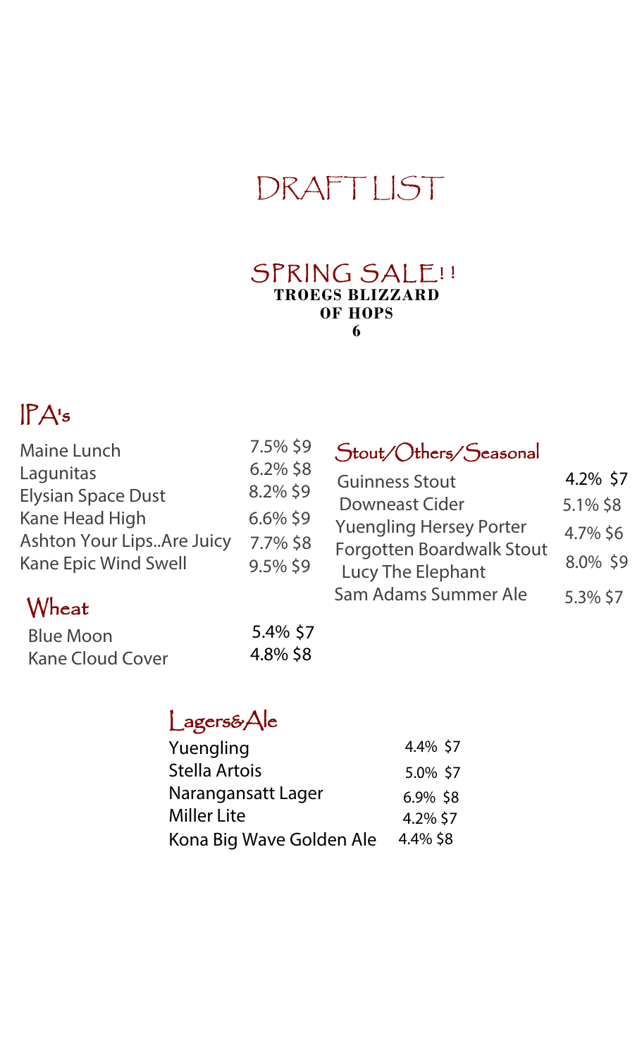# DRAFT LIST

## SPRING SALE!!

**TROEGS BLIZZARD OF HOPS 6**

## IPA's

| | | |
|---|---|---|
| Maine Lunch | 7.5% | $9 |
| Lagunitas | 6.2% | $8 |
| Elysian Space Dust | 8.2% | $9 |
| Kane Head High | 6.6% | $9 |
| Ashton Your Lips..Are Juicy | 7.7% | $8 |
| Kane Epic Wind Swell | 9.5% | $9 |

## Wheat

| | | |
|---|---|---|
| Blue Moon | 5.4% | $7 |
| Kane Cloud Cover | 4.8% | $8 |

## Stout/Others/Seasonal

| | | |
|---|---|---|
| Guinness Stout | 4.2% | $7 |
| Downeast Cider | 5.1% | $8 |
| Yuengling Hersey Porter | 4.7% | $6 |
| Forgotten Boardwalk Stout Lucy The Elephant | 8.0% | $9 |
| Sam Adams Summer Ale | 5.3% | $7 |

## Lagers&Ale

| | | |
|---|---|---|
| Yuengling | 4.4% | $7 |
| Stella Artois | 5.0% | $7 |
| Narangansatt Lager | 6.9% | $8 |
| Miller Lite | 4.2% | $7 |
| Kona Big Wave Golden Ale | 4.4% | $8 |